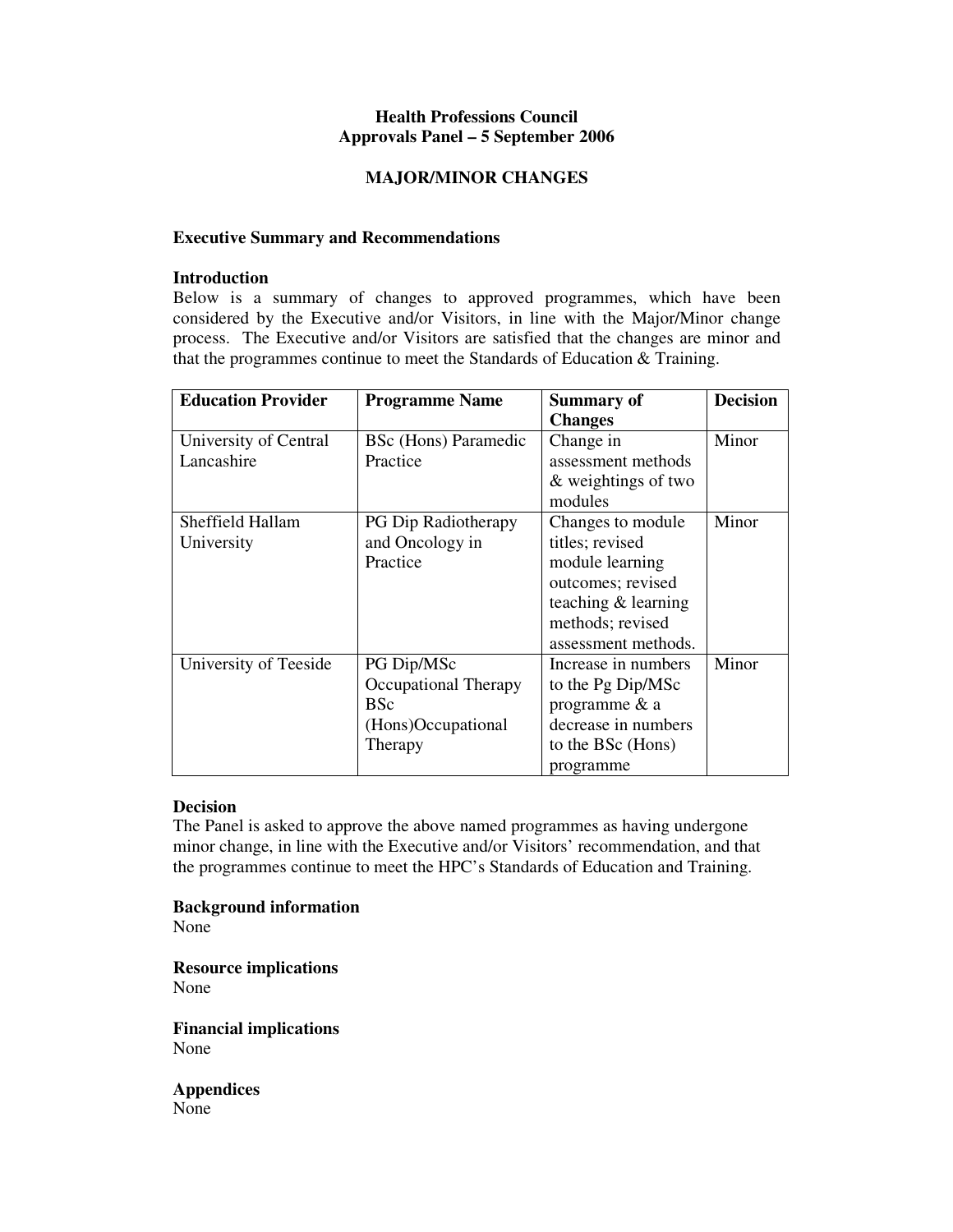# Health Professions Council
## Approvals Panel – 5 September 2006

## MAJOR/MINOR CHANGES

**Executive Summary and Recommendations**

**Introduction**

Below is a summary of changes to approved programmes, which have been considered by the Executive and/or Visitors, in line with the Major/Minor change process. The Executive and/or Visitors are satisfied that the changes are minor and that the programmes continue to meet the Standards of Education & Training.

| Education Provider | Programme Name | Summary of Changes | Decision |
|---|---|---|---|
| University of Central Lancashire | BSc (Hons) Paramedic Practice | Change in assessment methods & weightings of two modules | Minor |
| Sheffield Hallam University | PG Dip Radiotherapy and Oncology in Practice | Changes to module titles; revised module learning outcomes; revised teaching & learning methods; revised assessment methods. | Minor |
| University of Teeside | PG Dip/MSc Occupational Therapy BSc (Hons)Occupational Therapy | Increase in numbers to the Pg Dip/MSc programme & a decrease in numbers to the BSc (Hons) programme | Minor |

**Decision**

The Panel is asked to approve the above named programmes as having undergone minor change, in line with the Executive and/or Visitors' recommendation, and that the programmes continue to meet the HPC's Standards of Education and Training.

**Background information**

None

**Resource implications**

None

**Financial implications**

None

**Appendices**

None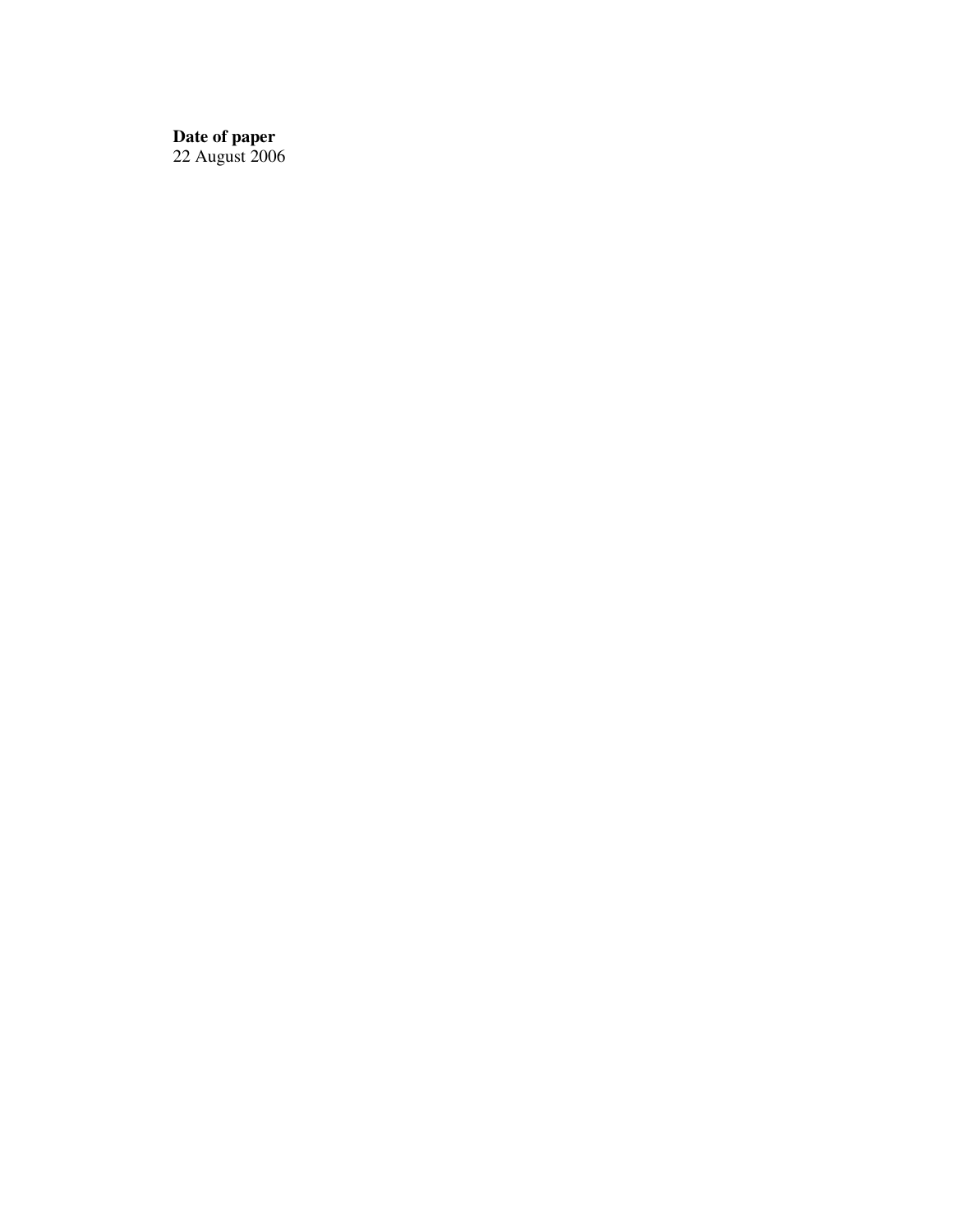**Date of paper**
22 August 2006